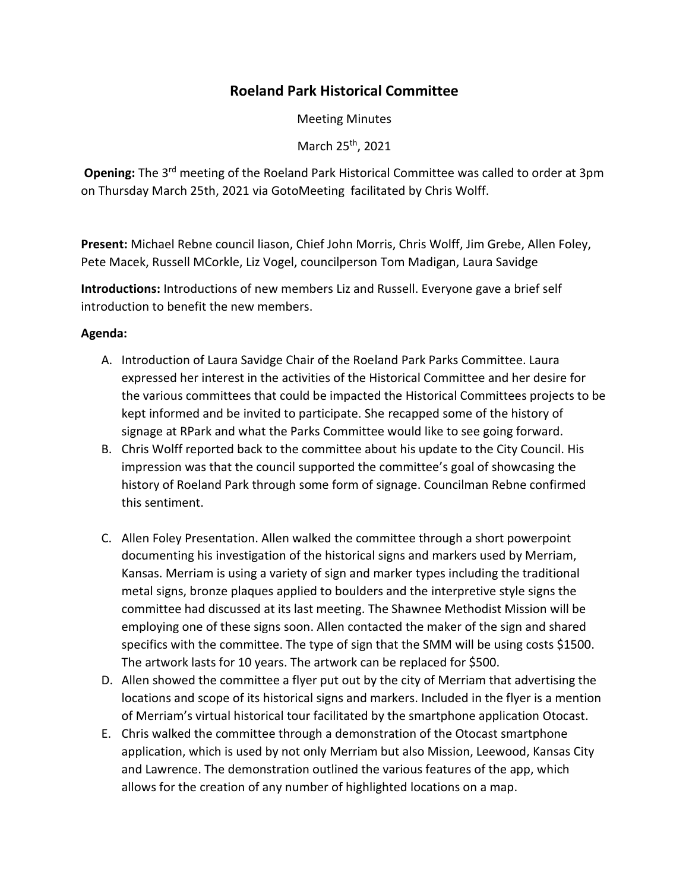# Roeland Park Historical Committee

Meeting Minutes

March 25th, 2021

**Opening:** The 3rd meeting of the Roeland Park Historical Committee was called to order at 3pm on Thursday March 25th, 2021 via GotoMeeting facilitated by Chris Wolff.

**Present:** Michael Rebne council liason, Chief John Morris, Chris Wolff, Jim Grebe, Allen Foley, Pete Macek, Russell MCorkle, Liz Vogel, councilperson Tom Madigan, Laura Savidge

**Introductions:** Introductions of new members Liz and Russell. Everyone gave a brief self introduction to benefit the new members.

**Agenda:**

A. Introduction of Laura Savidge Chair of the Roeland Park Parks Committee. Laura expressed her interest in the activities of the Historical Committee and her desire for the various committees that could be impacted the Historical Committees projects to be kept informed and be invited to participate. She recapped some of the history of signage at RPark and what the Parks Committee would like to see going forward.

B. Chris Wolff reported back to the committee about his update to the City Council. His impression was that the council supported the committee's goal of showcasing the history of Roeland Park through some form of signage. Councilman Rebne confirmed this sentiment.

C. Allen Foley Presentation. Allen walked the committee through a short powerpoint documenting his investigation of the historical signs and markers used by Merriam, Kansas. Merriam is using a variety of sign and marker types including the traditional metal signs, bronze plaques applied to boulders and the interpretive style signs the committee had discussed at its last meeting. The Shawnee Methodist Mission will be employing one of these signs soon. Allen contacted the maker of the sign and shared specifics with the committee. The type of sign that the SMM will be using costs $1500. The artwork lasts for 10 years. The artwork can be replaced for $500.

D. Allen showed the committee a flyer put out by the city of Merriam that advertising the locations and scope of its historical signs and markers. Included in the flyer is a mention of Merriam's virtual historical tour facilitated by the smartphone application Otocast.

E. Chris walked the committee through a demonstration of the Otocast smartphone application, which is used by not only Merriam but also Mission, Leewood, Kansas City and Lawrence. The demonstration outlined the various features of the app, which allows for the creation of any number of highlighted locations on a map.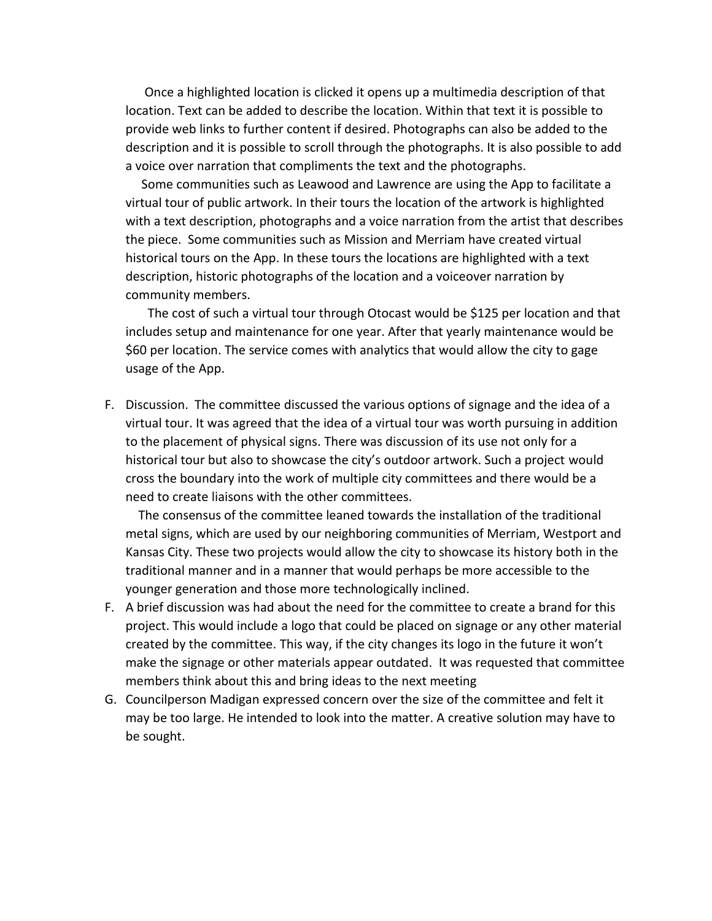Once a highlighted location is clicked it opens up a multimedia description of that location. Text can be added to describe the location. Within that text it is possible to provide web links to further content if desired. Photographs can also be added to the description and it is possible to scroll through the photographs. It is also possible to add a voice over narration that compliments the text and the photographs.

Some communities such as Leawood and Lawrence are using the App to facilitate a virtual tour of public artwork. In their tours the location of the artwork is highlighted with a text description, photographs and a voice narration from the artist that describes the piece. Some communities such as Mission and Merriam have created virtual historical tours on the App. In these tours the locations are highlighted with a text description, historic photographs of the location and a voiceover narration by community members.

The cost of such a virtual tour through Otocast would be $125 per location and that includes setup and maintenance for one year. After that yearly maintenance would be $60 per location. The service comes with analytics that would allow the city to gage usage of the App.

F. Discussion. The committee discussed the various options of signage and the idea of a virtual tour. It was agreed that the idea of a virtual tour was worth pursuing in addition to the placement of physical signs. There was discussion of its use not only for a historical tour but also to showcase the city's outdoor artwork. Such a project would cross the boundary into the work of multiple city committees and there would be a need to create liaisons with the other committees.

   The consensus of the committee leaned towards the installation of the traditional metal signs, which are used by our neighboring communities of Merriam, Westport and Kansas City. These two projects would allow the city to showcase its history both in the traditional manner and in a manner that would perhaps be more accessible to the younger generation and those more technologically inclined.

F. A brief discussion was had about the need for the committee to create a brand for this project. This would include a logo that could be placed on signage or any other material created by the committee. This way, if the city changes its logo in the future it won't make the signage or other materials appear outdated. It was requested that committee members think about this and bring ideas to the next meeting

G. Councilperson Madigan expressed concern over the size of the committee and felt it may be too large. He intended to look into the matter. A creative solution may have to be sought.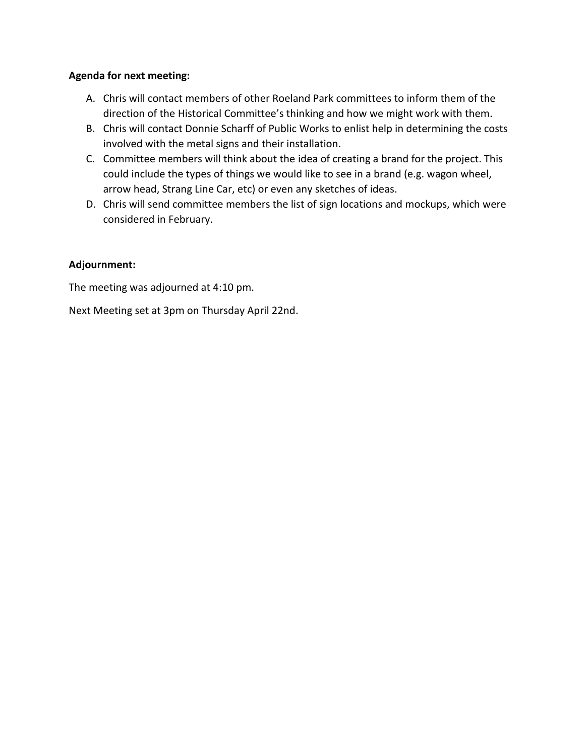**Agenda for next meeting:**

A. Chris will contact members of other Roeland Park committees to inform them of the direction of the Historical Committee's thinking and how we might work with them.
B. Chris will contact Donnie Scharff of Public Works to enlist help in determining the costs involved with the metal signs and their installation.
C. Committee members will think about the idea of creating a brand for the project. This could include the types of things we would like to see in a brand (e.g. wagon wheel, arrow head, Strang Line Car, etc) or even any sketches of ideas.
D. Chris will send committee members the list of sign locations and mockups, which were considered in February.

**Adjournment:**

The meeting was adjourned at 4:10 pm.

Next Meeting set at 3pm on Thursday April 22nd.